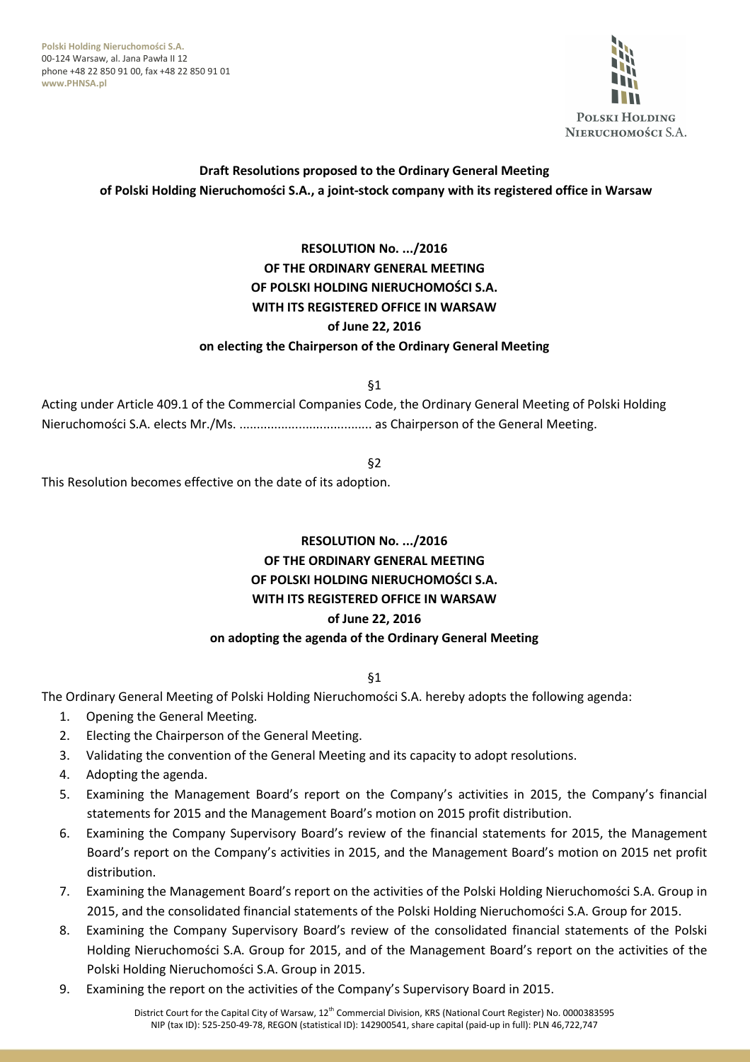**Polski Holding Nieruchomości S.A.**
00-124 Warsaw, al. Jana Pawła II 12
phone +48 22 850 91 00, fax +48 22 850 91 01
**www.PHNSA.pl**

## Draft Resolutions proposed to the Ordinary General Meeting of Polski Holding Nieruchomości S.A., a joint-stock company with its registered office in Warsaw

### RESOLUTION No. .../2016
### OF THE ORDINARY GENERAL MEETING
### OF POLSKI HOLDING NIERUCHOMOŚCI S.A.
### WITH ITS REGISTERED OFFICE IN WARSAW
### of June 22, 2016
### on electing the Chairperson of the Ordinary General Meeting

§1

Acting under Article 409.1 of the Commercial Companies Code, the Ordinary General Meeting of Polski Holding Nieruchomości S.A. elects Mr./Ms. ..................................... as Chairperson of the General Meeting.

§2

This Resolution becomes effective on the date of its adoption.

### RESOLUTION No. .../2016
### OF THE ORDINARY GENERAL MEETING
### OF POLSKI HOLDING NIERUCHOMOŚCI S.A.
### WITH ITS REGISTERED OFFICE IN WARSAW
### of June 22, 2016
### on adopting the agenda of the Ordinary General Meeting

§1

The Ordinary General Meeting of Polski Holding Nieruchomości S.A. hereby adopts the following agenda:

1. Opening the General Meeting.
2. Electing the Chairperson of the General Meeting.
3. Validating the convention of the General Meeting and its capacity to adopt resolutions.
4. Adopting the agenda.
5. Examining the Management Board's report on the Company's activities in 2015, the Company's financial statements for 2015 and the Management Board's motion on 2015 profit distribution.
6. Examining the Company Supervisory Board's review of the financial statements for 2015, the Management Board's report on the Company's activities in 2015, and the Management Board's motion on 2015 net profit distribution.
7. Examining the Management Board's report on the activities of the Polski Holding Nieruchomości S.A. Group in 2015, and the consolidated financial statements of the Polski Holding Nieruchomości S.A. Group for 2015.
8. Examining the Company Supervisory Board's review of the consolidated financial statements of the Polski Holding Nieruchomości S.A. Group for 2015, and of the Management Board's report on the activities of the Polski Holding Nieruchomości S.A. Group in 2015.
9. Examining the report on the activities of the Company's Supervisory Board in 2015.

District Court for the Capital City of Warsaw, 12th Commercial Division, KRS (National Court Register) No. 0000383595
NIP (tax ID): 525-250-49-78, REGON (statistical ID): 142900541, share capital (paid-up in full): PLN 46,722,747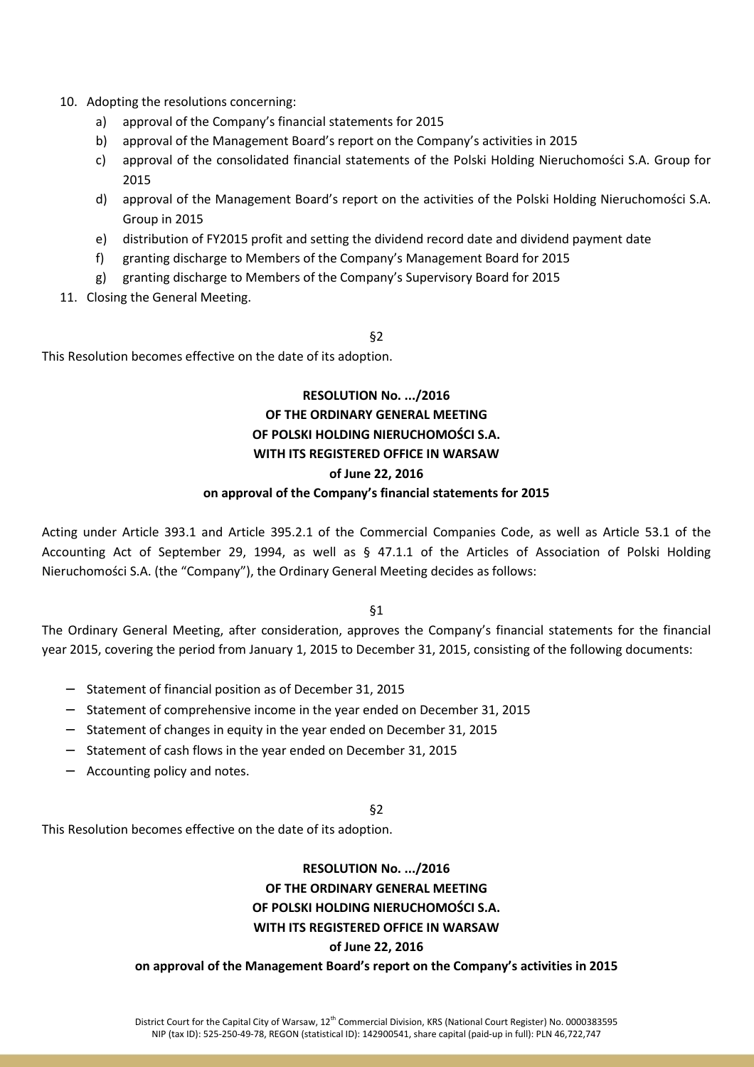10. Adopting the resolutions concerning:
    a) approval of the Company's financial statements for 2015
    b) approval of the Management Board's report on the Company's activities in 2015
    c) approval of the consolidated financial statements of the Polski Holding Nieruchomości S.A. Group for 2015
    d) approval of the Management Board's report on the activities of the Polski Holding Nieruchomości S.A. Group in 2015
    e) distribution of FY2015 profit and setting the dividend record date and dividend payment date
    f) granting discharge to Members of the Company's Management Board for 2015
    g) granting discharge to Members of the Company's Supervisory Board for 2015
11. Closing the General Meeting.

§2

This Resolution becomes effective on the date of its adoption.

**RESOLUTION No. .../2016**
**OF THE ORDINARY GENERAL MEETING**
**OF POLSKI HOLDING NIERUCHOMOŚCI S.A.**
**WITH ITS REGISTERED OFFICE IN WARSAW**
**of June 22, 2016**
**on approval of the Company's financial statements for 2015**

Acting under Article 393.1 and Article 395.2.1 of the Commercial Companies Code, as well as Article 53.1 of the Accounting Act of September 29, 1994, as well as § 47.1.1 of the Articles of Association of Polski Holding Nieruchomości S.A. (the "Company"), the Ordinary General Meeting decides as follows:

§1

The Ordinary General Meeting, after consideration, approves the Company's financial statements for the financial year 2015, covering the period from January 1, 2015 to December 31, 2015, consisting of the following documents:

- Statement of financial position as of December 31, 2015
- Statement of comprehensive income in the year ended on December 31, 2015
- Statement of changes in equity in the year ended on December 31, 2015
- Statement of cash flows in the year ended on December 31, 2015
- Accounting policy and notes.

§2

This Resolution becomes effective on the date of its adoption.

**RESOLUTION No. .../2016**
**OF THE ORDINARY GENERAL MEETING**
**OF POLSKI HOLDING NIERUCHOMOŚCI S.A.**
**WITH ITS REGISTERED OFFICE IN WARSAW**
**of June 22, 2016**
**on approval of the Management Board's report on the Company's activities in 2015**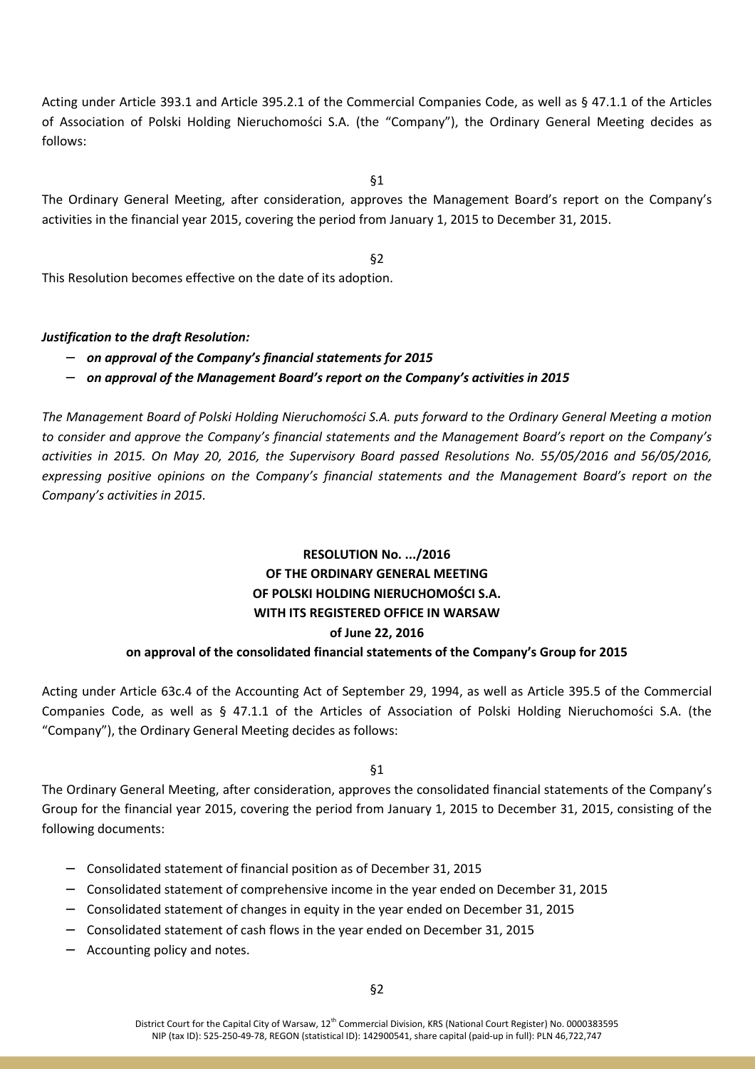Acting under Article 393.1 and Article 395.2.1 of the Commercial Companies Code, as well as § 47.1.1 of the Articles of Association of Polski Holding Nieruchomości S.A. (the "Company"), the Ordinary General Meeting decides as follows:

§1

The Ordinary General Meeting, after consideration, approves the Management Board's report on the Company's activities in the financial year 2015, covering the period from January 1, 2015 to December 31, 2015.

§2

This Resolution becomes effective on the date of its adoption.

***Justification to the draft Resolution:***

- ***on approval of the Company's financial statements for 2015***
- ***on approval of the Management Board's report on the Company's activities in 2015***

*The Management Board of Polski Holding Nieruchomości S.A. puts forward to the Ordinary General Meeting a motion to consider and approve the Company's financial statements and the Management Board's report on the Company's activities in 2015. On May 20, 2016, the Supervisory Board passed Resolutions No. 55/05/2016 and 56/05/2016, expressing positive opinions on the Company's financial statements and the Management Board's report on the Company's activities in 2015.*

**RESOLUTION No. .../2016**
**OF THE ORDINARY GENERAL MEETING**
**OF POLSKI HOLDING NIERUCHOMOŚCI S.A.**
**WITH ITS REGISTERED OFFICE IN WARSAW**
**of June 22, 2016**
**on approval of the consolidated financial statements of the Company's Group for 2015**

Acting under Article 63c.4 of the Accounting Act of September 29, 1994, as well as Article 395.5 of the Commercial Companies Code, as well as § 47.1.1 of the Articles of Association of Polski Holding Nieruchomości S.A. (the "Company"), the Ordinary General Meeting decides as follows:

§1

The Ordinary General Meeting, after consideration, approves the consolidated financial statements of the Company's Group for the financial year 2015, covering the period from January 1, 2015 to December 31, 2015, consisting of the following documents:

- Consolidated statement of financial position as of December 31, 2015
- Consolidated statement of comprehensive income in the year ended on December 31, 2015
- Consolidated statement of changes in equity in the year ended on December 31, 2015
- Consolidated statement of cash flows in the year ended on December 31, 2015
- Accounting policy and notes.

§2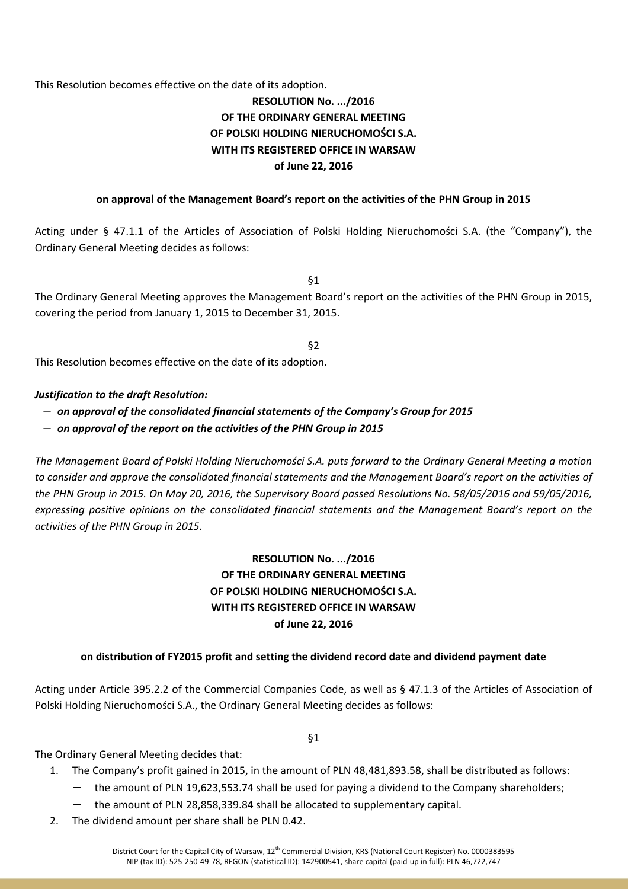This Resolution becomes effective on the date of its adoption.

**RESOLUTION No. .../2016**
**OF THE ORDINARY GENERAL MEETING**
**OF POLSKI HOLDING NIERUCHOMOŚCI S.A.**
**WITH ITS REGISTERED OFFICE IN WARSAW**
**of June 22, 2016**

**on approval of the Management Board's report on the activities of the PHN Group in 2015**

Acting under § 47.1.1 of the Articles of Association of Polski Holding Nieruchomości S.A. (the "Company"), the Ordinary General Meeting decides as follows:

§1

The Ordinary General Meeting approves the Management Board's report on the activities of the PHN Group in 2015, covering the period from January 1, 2015 to December 31, 2015.

§2

This Resolution becomes effective on the date of its adoption.

***Justification to the draft Resolution:***

- ***on approval of the consolidated financial statements of the Company's Group for 2015***
- ***on approval of the report on the activities of the PHN Group in 2015***

*The Management Board of Polski Holding Nieruchomości S.A. puts forward to the Ordinary General Meeting a motion to consider and approve the consolidated financial statements and the Management Board's report on the activities of the PHN Group in 2015. On May 20, 2016, the Supervisory Board passed Resolutions No. 58/05/2016 and 59/05/2016, expressing positive opinions on the consolidated financial statements and the Management Board's report on the activities of the PHN Group in 2015.*

**RESOLUTION No. .../2016**
**OF THE ORDINARY GENERAL MEETING**
**OF POLSKI HOLDING NIERUCHOMOŚCI S.A.**
**WITH ITS REGISTERED OFFICE IN WARSAW**
**of June 22, 2016**

**on distribution of FY2015 profit and setting the dividend record date and dividend payment date**

Acting under Article 395.2.2 of the Commercial Companies Code, as well as § 47.1.3 of the Articles of Association of Polski Holding Nieruchomości S.A., the Ordinary General Meeting decides as follows:

§1

The Ordinary General Meeting decides that:

1. The Company's profit gained in 2015, in the amount of PLN 48,481,893.58, shall be distributed as follows:
   - the amount of PLN 19,623,553.74 shall be used for paying a dividend to the Company shareholders;
   - the amount of PLN 28,858,339.84 shall be allocated to supplementary capital.
2. The dividend amount per share shall be PLN 0.42.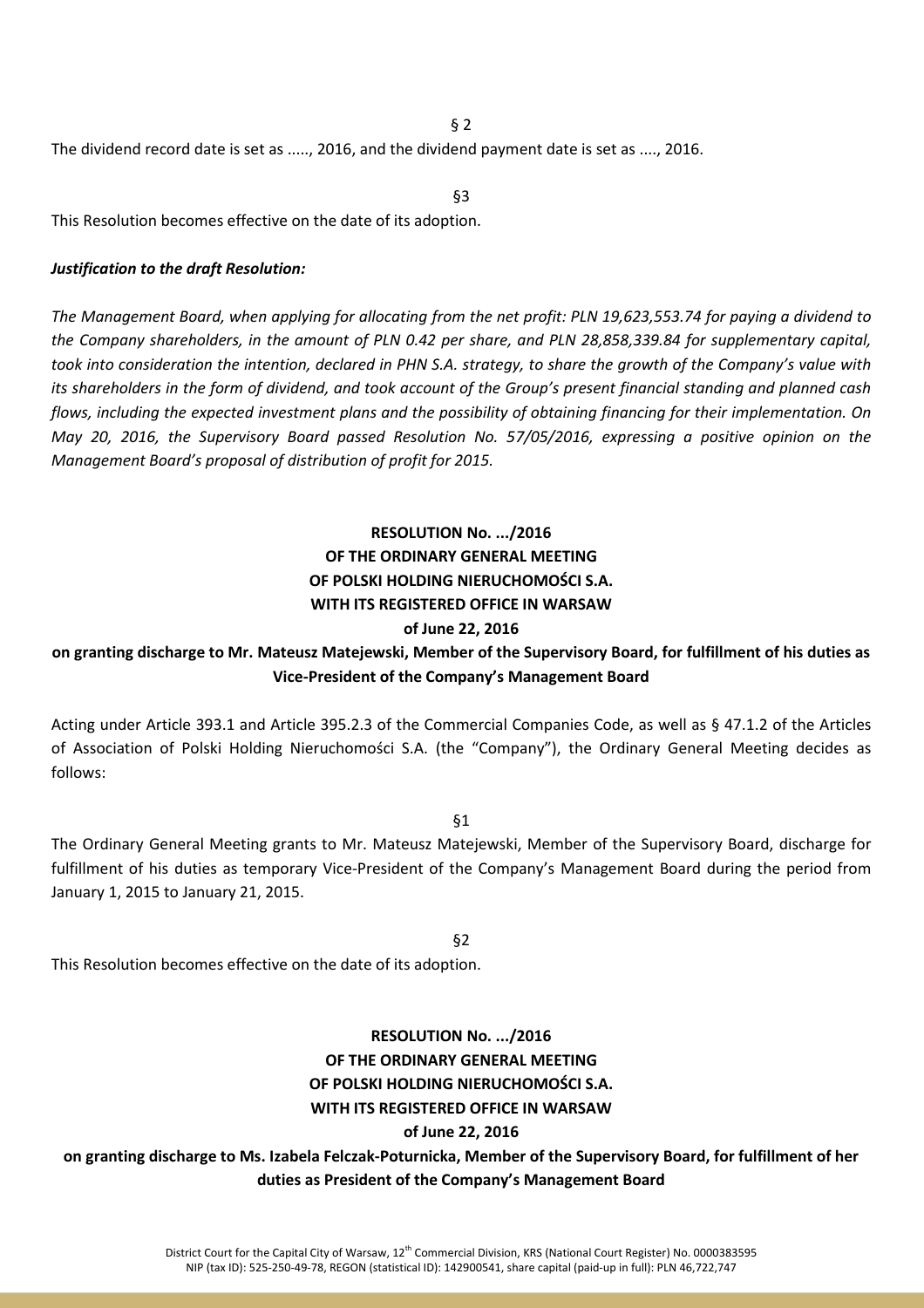§ 2

The dividend record date is set as ....., 2016, and the dividend payment date is set as ...., 2016.

§3

This Resolution becomes effective on the date of its adoption.

***Justification to the draft Resolution:***

*The Management Board, when applying for allocating from the net profit: PLN 19,623,553.74 for paying a dividend to the Company shareholders, in the amount of PLN 0.42 per share, and PLN 28,858,339.84 for supplementary capital, took into consideration the intention, declared in PHN S.A. strategy, to share the growth of the Company's value with its shareholders in the form of dividend, and took account of the Group's present financial standing and planned cash flows, including the expected investment plans and the possibility of obtaining financing for their implementation. On May 20, 2016, the Supervisory Board passed Resolution No. 57/05/2016, expressing a positive opinion on the Management Board's proposal of distribution of profit for 2015.*

**RESOLUTION No. .../2016**
**OF THE ORDINARY GENERAL MEETING**
**OF POLSKI HOLDING NIERUCHOMOŚCI S.A.**
**WITH ITS REGISTERED OFFICE IN WARSAW**
**of June 22, 2016**

**on granting discharge to Mr. Mateusz Matejewski, Member of the Supervisory Board, for fulfillment of his duties as Vice-President of the Company's Management Board**

Acting under Article 393.1 and Article 395.2.3 of the Commercial Companies Code, as well as § 47.1.2 of the Articles of Association of Polski Holding Nieruchomości S.A. (the "Company"), the Ordinary General Meeting decides as follows:

§1

The Ordinary General Meeting grants to Mr. Mateusz Matejewski, Member of the Supervisory Board, discharge for fulfillment of his duties as temporary Vice-President of the Company's Management Board during the period from January 1, 2015 to January 21, 2015.

§2

This Resolution becomes effective on the date of its adoption.

**RESOLUTION No. .../2016**
**OF THE ORDINARY GENERAL MEETING**
**OF POLSKI HOLDING NIERUCHOMOŚCI S.A.**
**WITH ITS REGISTERED OFFICE IN WARSAW**
**of June 22, 2016**

**on granting discharge to Ms. Izabela Felczak-Poturnicka, Member of the Supervisory Board, for fulfillment of her duties as President of the Company's Management Board**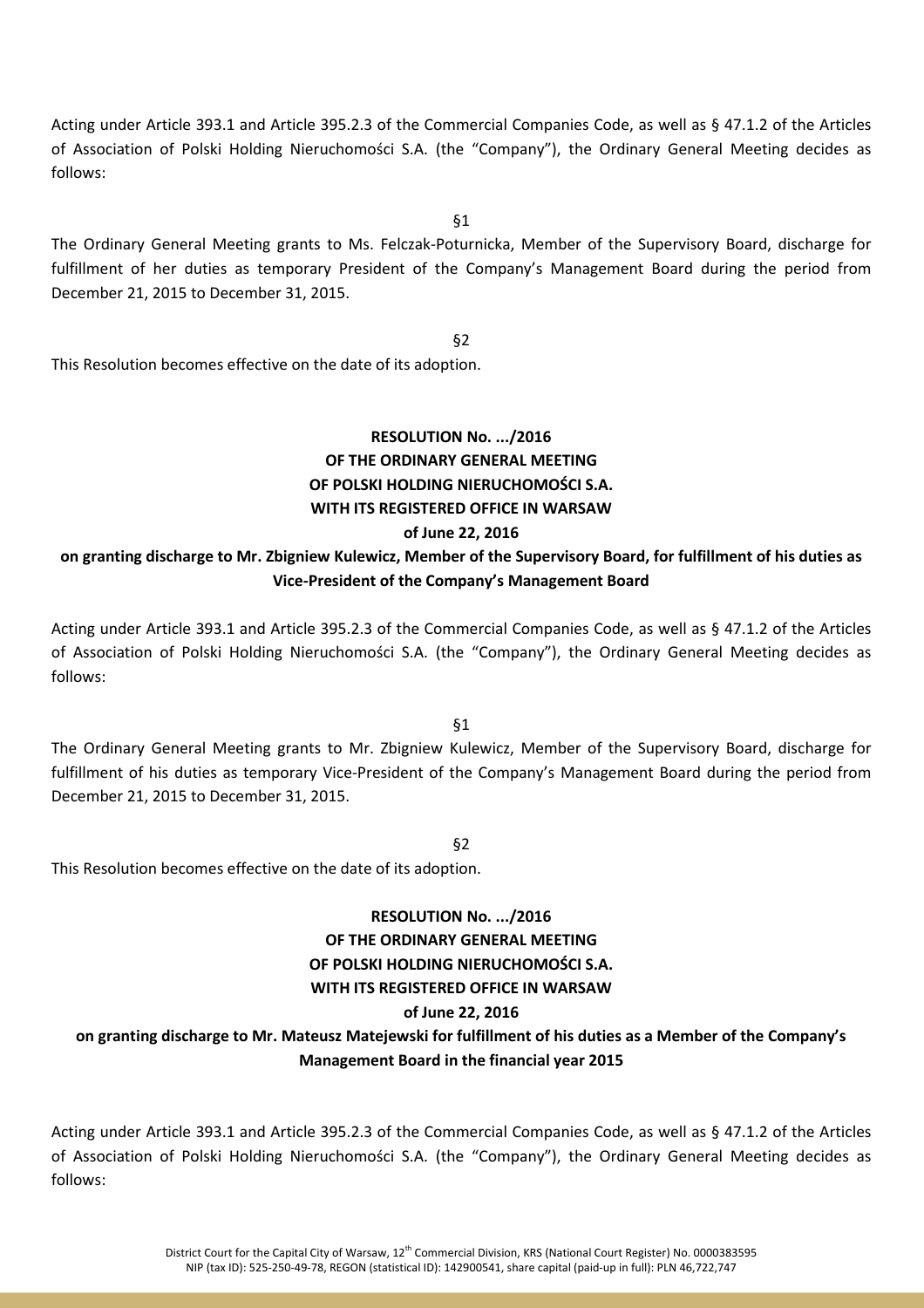Acting under Article 393.1 and Article 395.2.3 of the Commercial Companies Code, as well as § 47.1.2 of the Articles of Association of Polski Holding Nieruchomości S.A. (the "Company"), the Ordinary General Meeting decides as follows:

§1

The Ordinary General Meeting grants to Ms. Felczak-Poturnicka, Member of the Supervisory Board, discharge for fulfillment of her duties as temporary President of the Company's Management Board during the period from December 21, 2015 to December 31, 2015.

§2

This Resolution becomes effective on the date of its adoption.

**RESOLUTION No. .../2016**
**OF THE ORDINARY GENERAL MEETING**
**OF POLSKI HOLDING NIERUCHOMOŚCI S.A.**
**WITH ITS REGISTERED OFFICE IN WARSAW**
**of June 22, 2016**
**on granting discharge to Mr. Zbigniew Kulewicz, Member of the Supervisory Board, for fulfillment of his duties as Vice-President of the Company's Management Board**

Acting under Article 393.1 and Article 395.2.3 of the Commercial Companies Code, as well as § 47.1.2 of the Articles of Association of Polski Holding Nieruchomości S.A. (the "Company"), the Ordinary General Meeting decides as follows:

§1

The Ordinary General Meeting grants to Mr. Zbigniew Kulewicz, Member of the Supervisory Board, discharge for fulfillment of his duties as temporary Vice-President of the Company's Management Board during the period from December 21, 2015 to December 31, 2015.

§2

This Resolution becomes effective on the date of its adoption.

**RESOLUTION No. .../2016**
**OF THE ORDINARY GENERAL MEETING**
**OF POLSKI HOLDING NIERUCHOMOŚCI S.A.**
**WITH ITS REGISTERED OFFICE IN WARSAW**
**of June 22, 2016**
**on granting discharge to Mr. Mateusz Matejewski for fulfillment of his duties as a Member of the Company's Management Board in the financial year 2015**

Acting under Article 393.1 and Article 395.2.3 of the Commercial Companies Code, as well as § 47.1.2 of the Articles of Association of Polski Holding Nieruchomości S.A. (the "Company"), the Ordinary General Meeting decides as follows: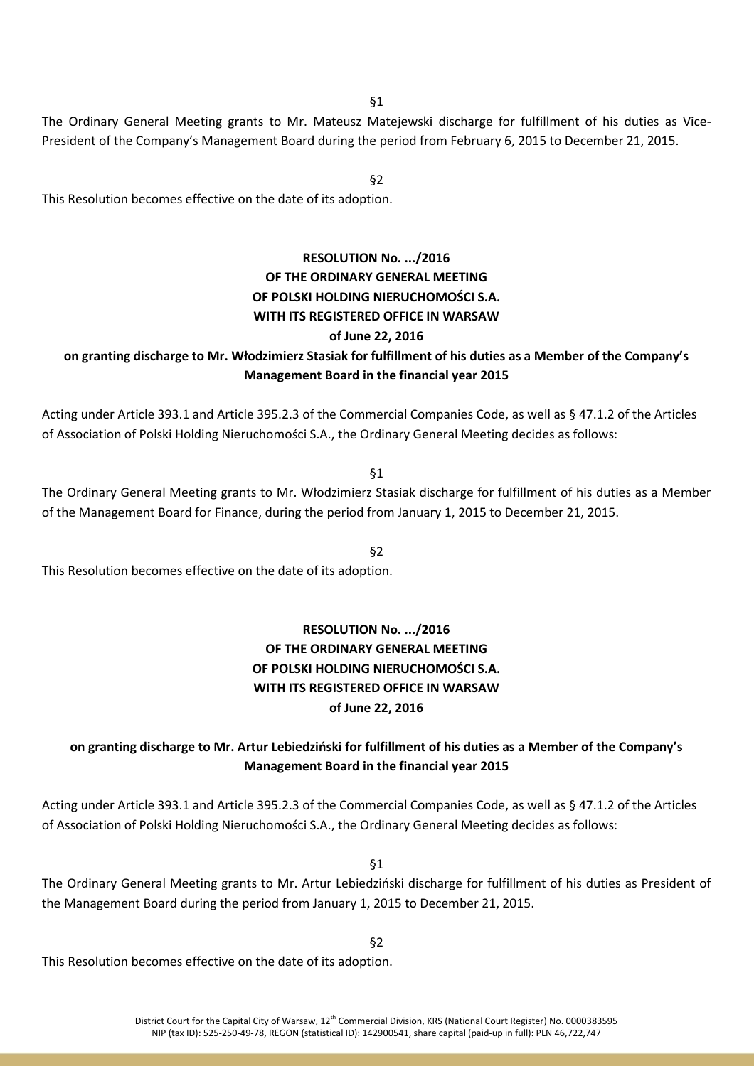§1

The Ordinary General Meeting grants to Mr. Mateusz Matejewski discharge for fulfillment of his duties as Vice-President of the Company's Management Board during the period from February 6, 2015 to December 21, 2015.

§2

This Resolution becomes effective on the date of its adoption.

**RESOLUTION No. .../2016**
**OF THE ORDINARY GENERAL MEETING**
**OF POLSKI HOLDING NIERUCHOMOŚCI S.A.**
**WITH ITS REGISTERED OFFICE IN WARSAW**
**of June 22, 2016**

**on granting discharge to Mr. Włodzimierz Stasiak for fulfillment of his duties as a Member of the Company's Management Board in the financial year 2015**

Acting under Article 393.1 and Article 395.2.3 of the Commercial Companies Code, as well as § 47.1.2 of the Articles of Association of Polski Holding Nieruchomości S.A., the Ordinary General Meeting decides as follows:

§1

The Ordinary General Meeting grants to Mr. Włodzimierz Stasiak discharge for fulfillment of his duties as a Member of the Management Board for Finance, during the period from January 1, 2015 to December 21, 2015.

§2

This Resolution becomes effective on the date of its adoption.

**RESOLUTION No. .../2016**
**OF THE ORDINARY GENERAL MEETING**
**OF POLSKI HOLDING NIERUCHOMOŚCI S.A.**
**WITH ITS REGISTERED OFFICE IN WARSAW**
**of June 22, 2016**

**on granting discharge to Mr. Artur Lebiedziński for fulfillment of his duties as a Member of the Company's Management Board in the financial year 2015**

Acting under Article 393.1 and Article 395.2.3 of the Commercial Companies Code, as well as § 47.1.2 of the Articles of Association of Polski Holding Nieruchomości S.A., the Ordinary General Meeting decides as follows:

§1

The Ordinary General Meeting grants to Mr. Artur Lebiedziński discharge for fulfillment of his duties as President of the Management Board during the period from January 1, 2015 to December 21, 2015.

§2

This Resolution becomes effective on the date of its adoption.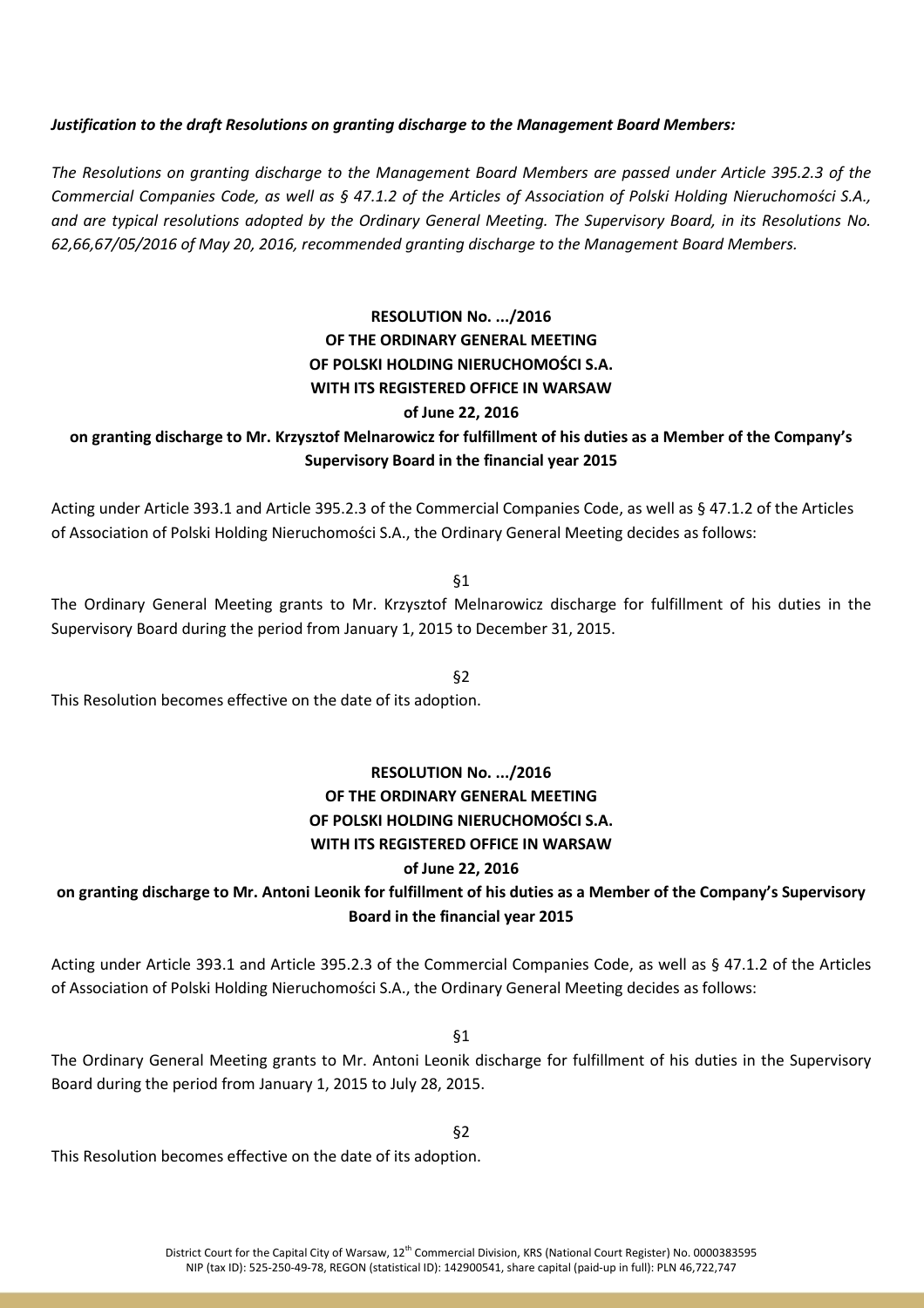***Justification to the draft Resolutions on granting discharge to the Management Board Members:***

*The Resolutions on granting discharge to the Management Board Members are passed under Article 395.2.3 of the Commercial Companies Code, as well as § 47.1.2 of the Articles of Association of Polski Holding Nieruchomości S.A., and are typical resolutions adopted by the Ordinary General Meeting. The Supervisory Board, in its Resolutions No. 62,66,67/05/2016 of May 20, 2016, recommended granting discharge to the Management Board Members.*

**RESOLUTION No. .../2016**
**OF THE ORDINARY GENERAL MEETING**
**OF POLSKI HOLDING NIERUCHOMOŚCI S.A.**
**WITH ITS REGISTERED OFFICE IN WARSAW**
**of June 22, 2016**
**on granting discharge to Mr. Krzysztof Melnarowicz for fulfillment of his duties as a Member of the Company's Supervisory Board in the financial year 2015**

Acting under Article 393.1 and Article 395.2.3 of the Commercial Companies Code, as well as § 47.1.2 of the Articles of Association of Polski Holding Nieruchomości S.A., the Ordinary General Meeting decides as follows:

§1

The Ordinary General Meeting grants to Mr. Krzysztof Melnarowicz discharge for fulfillment of his duties in the Supervisory Board during the period from January 1, 2015 to December 31, 2015.

§2

This Resolution becomes effective on the date of its adoption.

**RESOLUTION No. .../2016**
**OF THE ORDINARY GENERAL MEETING**
**OF POLSKI HOLDING NIERUCHOMOŚCI S.A.**
**WITH ITS REGISTERED OFFICE IN WARSAW**
**of June 22, 2016**
**on granting discharge to Mr. Antoni Leonik for fulfillment of his duties as a Member of the Company's Supervisory Board in the financial year 2015**

Acting under Article 393.1 and Article 395.2.3 of the Commercial Companies Code, as well as § 47.1.2 of the Articles of Association of Polski Holding Nieruchomości S.A., the Ordinary General Meeting decides as follows:

§1

The Ordinary General Meeting grants to Mr. Antoni Leonik discharge for fulfillment of his duties in the Supervisory Board during the period from January 1, 2015 to July 28, 2015.

§2

This Resolution becomes effective on the date of its adoption.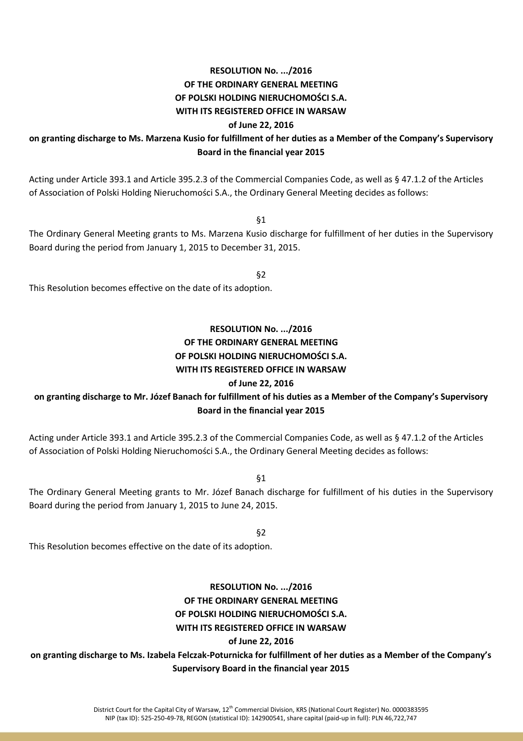**RESOLUTION No. .../2016**
**OF THE ORDINARY GENERAL MEETING**
**OF POLSKI HOLDING NIERUCHOMOŚCI S.A.**
**WITH ITS REGISTERED OFFICE IN WARSAW**
**of June 22, 2016**
**on granting discharge to Ms. Marzena Kusio for fulfillment of her duties as a Member of the Company's Supervisory Board in the financial year 2015**

Acting under Article 393.1 and Article 395.2.3 of the Commercial Companies Code, as well as § 47.1.2 of the Articles of Association of Polski Holding Nieruchomości S.A., the Ordinary General Meeting decides as follows:

§1

The Ordinary General Meeting grants to Ms. Marzena Kusio discharge for fulfillment of her duties in the Supervisory Board during the period from January 1, 2015 to December 31, 2015.

§2

This Resolution becomes effective on the date of its adoption.

**RESOLUTION No. .../2016**
**OF THE ORDINARY GENERAL MEETING**
**OF POLSKI HOLDING NIERUCHOMOŚCI S.A.**
**WITH ITS REGISTERED OFFICE IN WARSAW**
**of June 22, 2016**
**on granting discharge to Mr. Józef Banach for fulfillment of his duties as a Member of the Company's Supervisory Board in the financial year 2015**

Acting under Article 393.1 and Article 395.2.3 of the Commercial Companies Code, as well as § 47.1.2 of the Articles of Association of Polski Holding Nieruchomości S.A., the Ordinary General Meeting decides as follows:

§1

The Ordinary General Meeting grants to Mr. Józef Banach discharge for fulfillment of his duties in the Supervisory Board during the period from January 1, 2015 to June 24, 2015.

§2

This Resolution becomes effective on the date of its adoption.

**RESOLUTION No. .../2016**
**OF THE ORDINARY GENERAL MEETING**
**OF POLSKI HOLDING NIERUCHOMOŚCI S.A.**
**WITH ITS REGISTERED OFFICE IN WARSAW**
**of June 22, 2016**
**on granting discharge to Ms. Izabela Felczak-Poturnicka for fulfillment of her duties as a Member of the Company's Supervisory Board in the financial year 2015**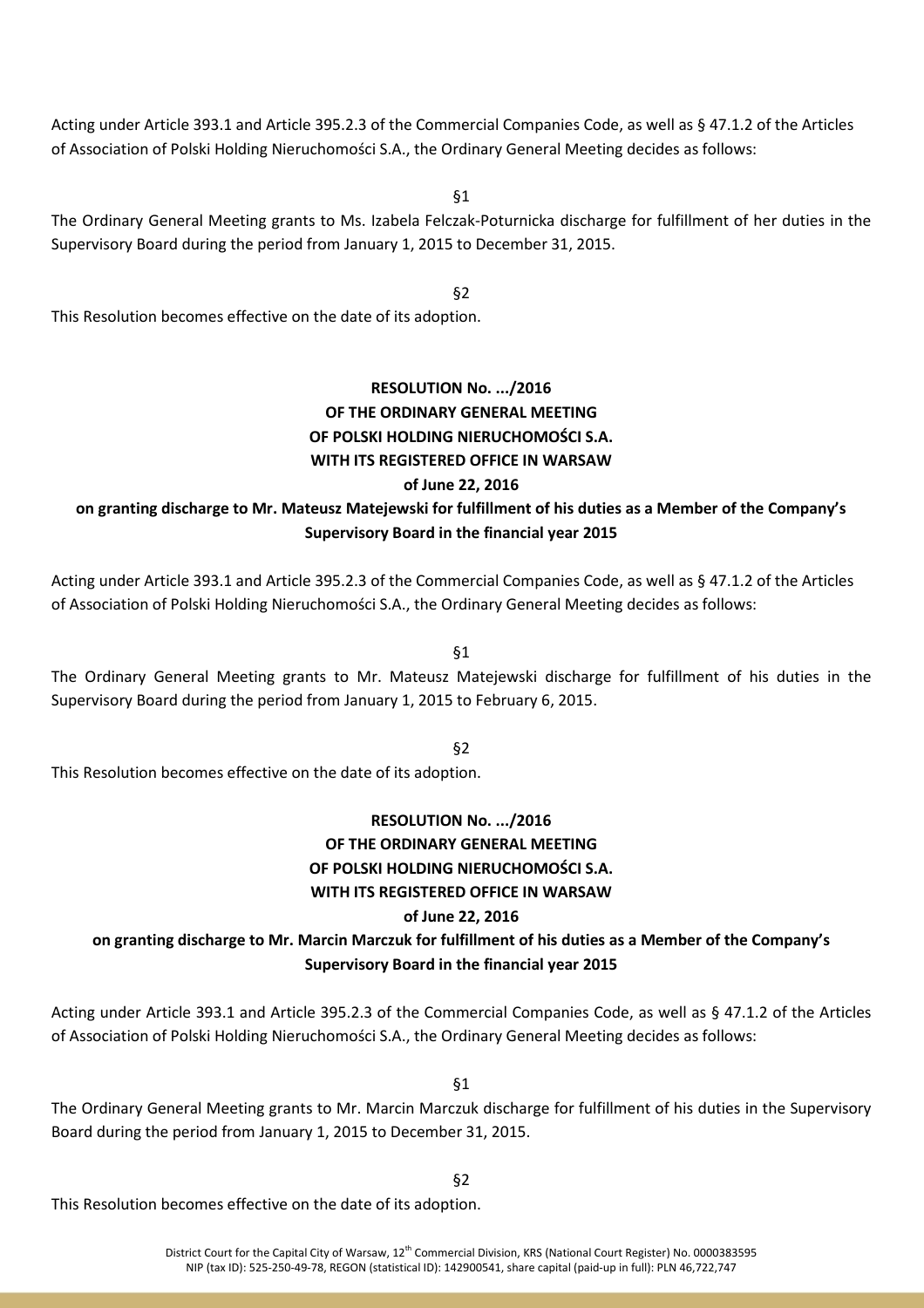Acting under Article 393.1 and Article 395.2.3 of the Commercial Companies Code, as well as § 47.1.2 of the Articles of Association of Polski Holding Nieruchomości S.A., the Ordinary General Meeting decides as follows:

§1

The Ordinary General Meeting grants to Ms. Izabela Felczak-Poturnicka discharge for fulfillment of her duties in the Supervisory Board during the period from January 1, 2015 to December 31, 2015.

§2

This Resolution becomes effective on the date of its adoption.

**RESOLUTION No. .../2016**
**OF THE ORDINARY GENERAL MEETING**
**OF POLSKI HOLDING NIERUCHOMOŚCI S.A.**
**WITH ITS REGISTERED OFFICE IN WARSAW**
**of June 22, 2016**
**on granting discharge to Mr. Mateusz Matejewski for fulfillment of his duties as a Member of the Company's Supervisory Board in the financial year 2015**

Acting under Article 393.1 and Article 395.2.3 of the Commercial Companies Code, as well as § 47.1.2 of the Articles of Association of Polski Holding Nieruchomości S.A., the Ordinary General Meeting decides as follows:

§1

The Ordinary General Meeting grants to Mr. Mateusz Matejewski discharge for fulfillment of his duties in the Supervisory Board during the period from January 1, 2015 to February 6, 2015.

§2

This Resolution becomes effective on the date of its adoption.

**RESOLUTION No. .../2016**
**OF THE ORDINARY GENERAL MEETING**
**OF POLSKI HOLDING NIERUCHOMOŚCI S.A.**
**WITH ITS REGISTERED OFFICE IN WARSAW**
**of June 22, 2016**
**on granting discharge to Mr. Marcin Marczuk for fulfillment of his duties as a Member of the Company's Supervisory Board in the financial year 2015**

Acting under Article 393.1 and Article 395.2.3 of the Commercial Companies Code, as well as § 47.1.2 of the Articles of Association of Polski Holding Nieruchomości S.A., the Ordinary General Meeting decides as follows:

§1

The Ordinary General Meeting grants to Mr. Marcin Marczuk discharge for fulfillment of his duties in the Supervisory Board during the period from January 1, 2015 to December 31, 2015.

§2

This Resolution becomes effective on the date of its adoption.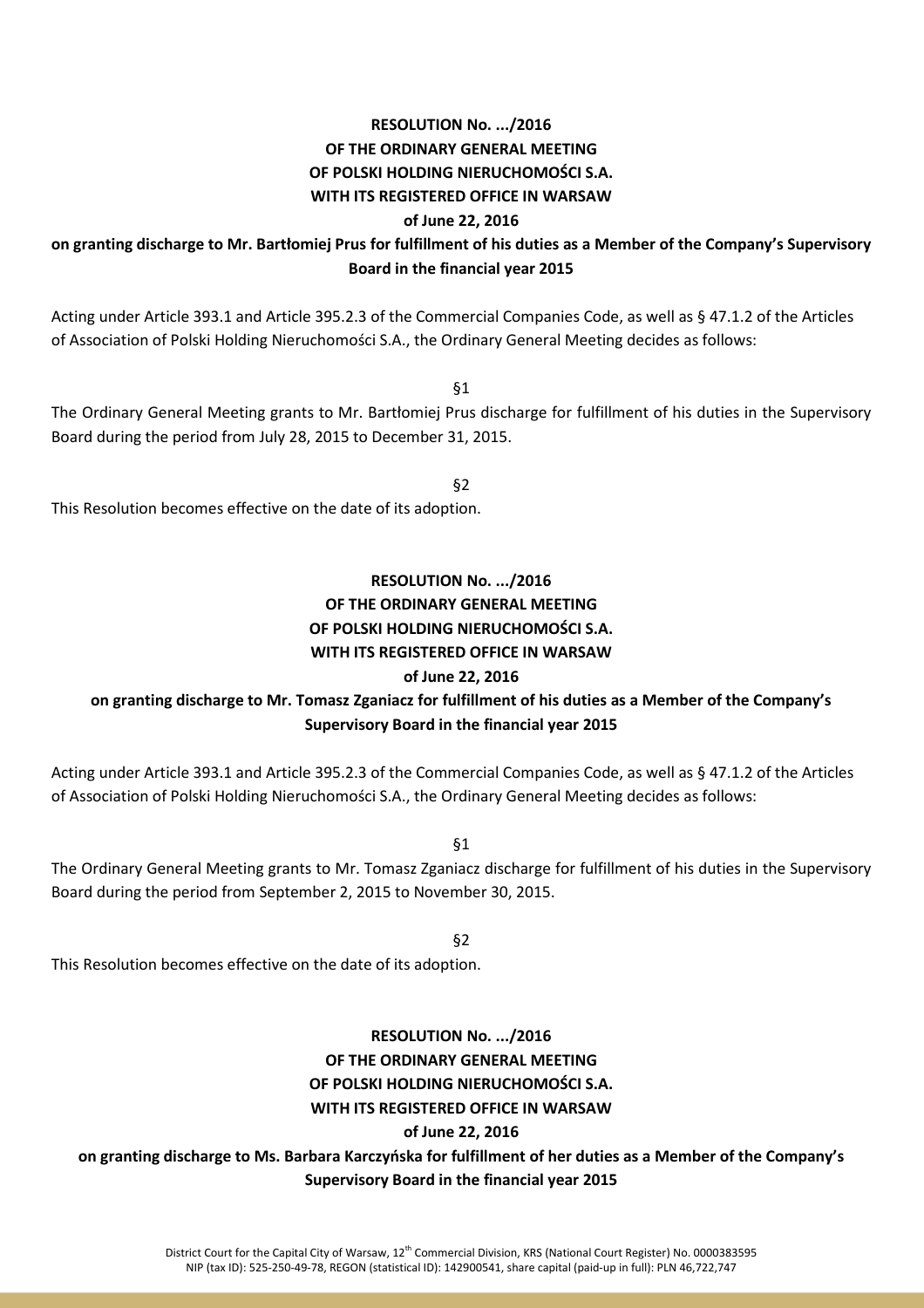**RESOLUTION No. .../2016**
**OF THE ORDINARY GENERAL MEETING**
**OF POLSKI HOLDING NIERUCHOMOŚCI S.A.**
**WITH ITS REGISTERED OFFICE IN WARSAW**
**of June 22, 2016**
**on granting discharge to Mr. Bartłomiej Prus for fulfillment of his duties as a Member of the Company's Supervisory Board in the financial year 2015**

Acting under Article 393.1 and Article 395.2.3 of the Commercial Companies Code, as well as § 47.1.2 of the Articles of Association of Polski Holding Nieruchomości S.A., the Ordinary General Meeting decides as follows:

§1

The Ordinary General Meeting grants to Mr. Bartłomiej Prus discharge for fulfillment of his duties in the Supervisory Board during the period from July 28, 2015 to December 31, 2015.

§2

This Resolution becomes effective on the date of its adoption.

**RESOLUTION No. .../2016**
**OF THE ORDINARY GENERAL MEETING**
**OF POLSKI HOLDING NIERUCHOMOŚCI S.A.**
**WITH ITS REGISTERED OFFICE IN WARSAW**
**of June 22, 2016**
**on granting discharge to Mr. Tomasz Zganiacz for fulfillment of his duties as a Member of the Company's Supervisory Board in the financial year 2015**

Acting under Article 393.1 and Article 395.2.3 of the Commercial Companies Code, as well as § 47.1.2 of the Articles of Association of Polski Holding Nieruchomości S.A., the Ordinary General Meeting decides as follows:

§1

The Ordinary General Meeting grants to Mr. Tomasz Zganiacz discharge for fulfillment of his duties in the Supervisory Board during the period from September 2, 2015 to November 30, 2015.

§2

This Resolution becomes effective on the date of its adoption.

**RESOLUTION No. .../2016**
**OF THE ORDINARY GENERAL MEETING**
**OF POLSKI HOLDING NIERUCHOMOŚCI S.A.**
**WITH ITS REGISTERED OFFICE IN WARSAW**
**of June 22, 2016**
**on granting discharge to Ms. Barbara Karczyńska for fulfillment of her duties as a Member of the Company's Supervisory Board in the financial year 2015**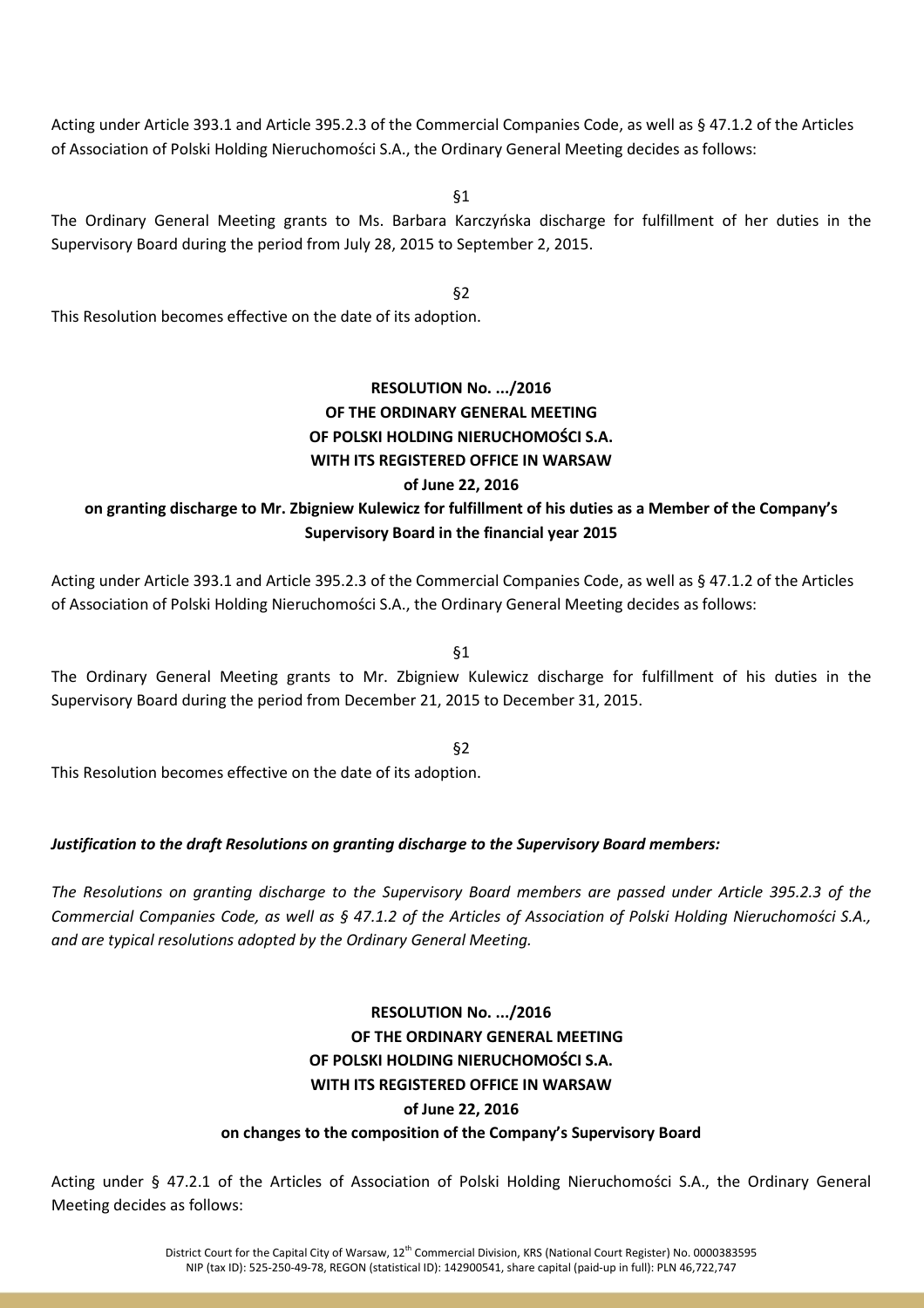Acting under Article 393.1 and Article 395.2.3 of the Commercial Companies Code, as well as § 47.1.2 of the Articles of Association of Polski Holding Nieruchomości S.A., the Ordinary General Meeting decides as follows:

§1

The Ordinary General Meeting grants to Ms. Barbara Karczyńska discharge for fulfillment of her duties in the Supervisory Board during the period from July 28, 2015 to September 2, 2015.

§2

This Resolution becomes effective on the date of its adoption.

**RESOLUTION No. .../2016**
**OF THE ORDINARY GENERAL MEETING**
**OF POLSKI HOLDING NIERUCHOMOŚCI S.A.**
**WITH ITS REGISTERED OFFICE IN WARSAW**
**of June 22, 2016**
**on granting discharge to Mr. Zbigniew Kulewicz for fulfillment of his duties as a Member of the Company's Supervisory Board in the financial year 2015**

Acting under Article 393.1 and Article 395.2.3 of the Commercial Companies Code, as well as § 47.1.2 of the Articles of Association of Polski Holding Nieruchomości S.A., the Ordinary General Meeting decides as follows:

§1

The Ordinary General Meeting grants to Mr. Zbigniew Kulewicz discharge for fulfillment of his duties in the Supervisory Board during the period from December 21, 2015 to December 31, 2015.

§2

This Resolution becomes effective on the date of its adoption.

***Justification to the draft Resolutions on granting discharge to the Supervisory Board members:***

*The Resolutions on granting discharge to the Supervisory Board members are passed under Article 395.2.3 of the Commercial Companies Code, as well as § 47.1.2 of the Articles of Association of Polski Holding Nieruchomości S.A., and are typical resolutions adopted by the Ordinary General Meeting.*

**RESOLUTION No. .../2016**
**OF THE ORDINARY GENERAL MEETING**
**OF POLSKI HOLDING NIERUCHOMOŚCI S.A.**
**WITH ITS REGISTERED OFFICE IN WARSAW**
**of June 22, 2016**
**on changes to the composition of the Company's Supervisory Board**

Acting under § 47.2.1 of the Articles of Association of Polski Holding Nieruchomości S.A., the Ordinary General Meeting decides as follows: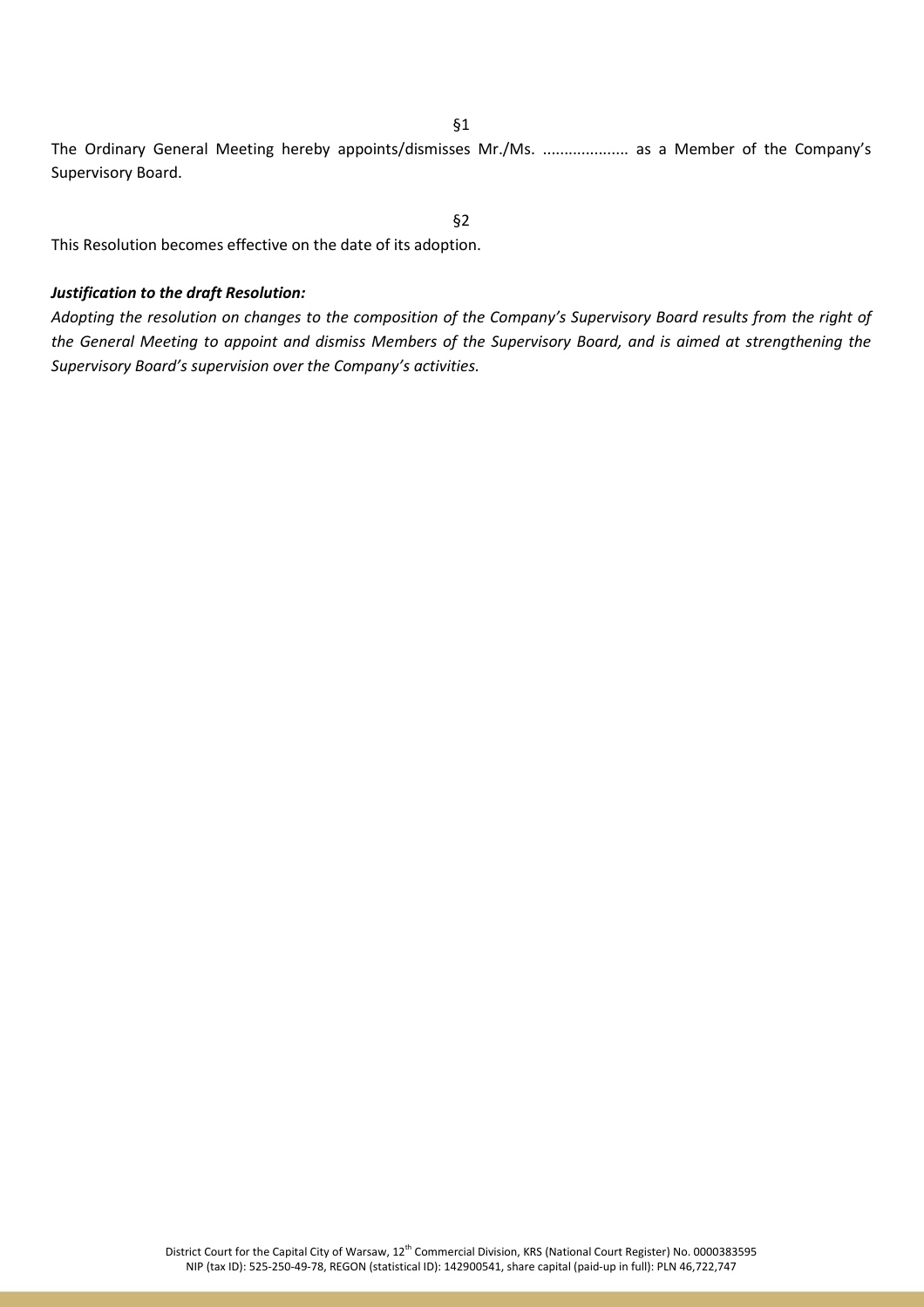§1

The Ordinary General Meeting hereby appoints/dismisses Mr./Ms. .................... as a Member of the Company's Supervisory Board.

§2

This Resolution becomes effective on the date of its adoption.

***Justification to the draft Resolution:***

*Adopting the resolution on changes to the composition of the Company's Supervisory Board results from the right of the General Meeting to appoint and dismiss Members of the Supervisory Board, and is aimed at strengthening the Supervisory Board's supervision over the Company's activities.*